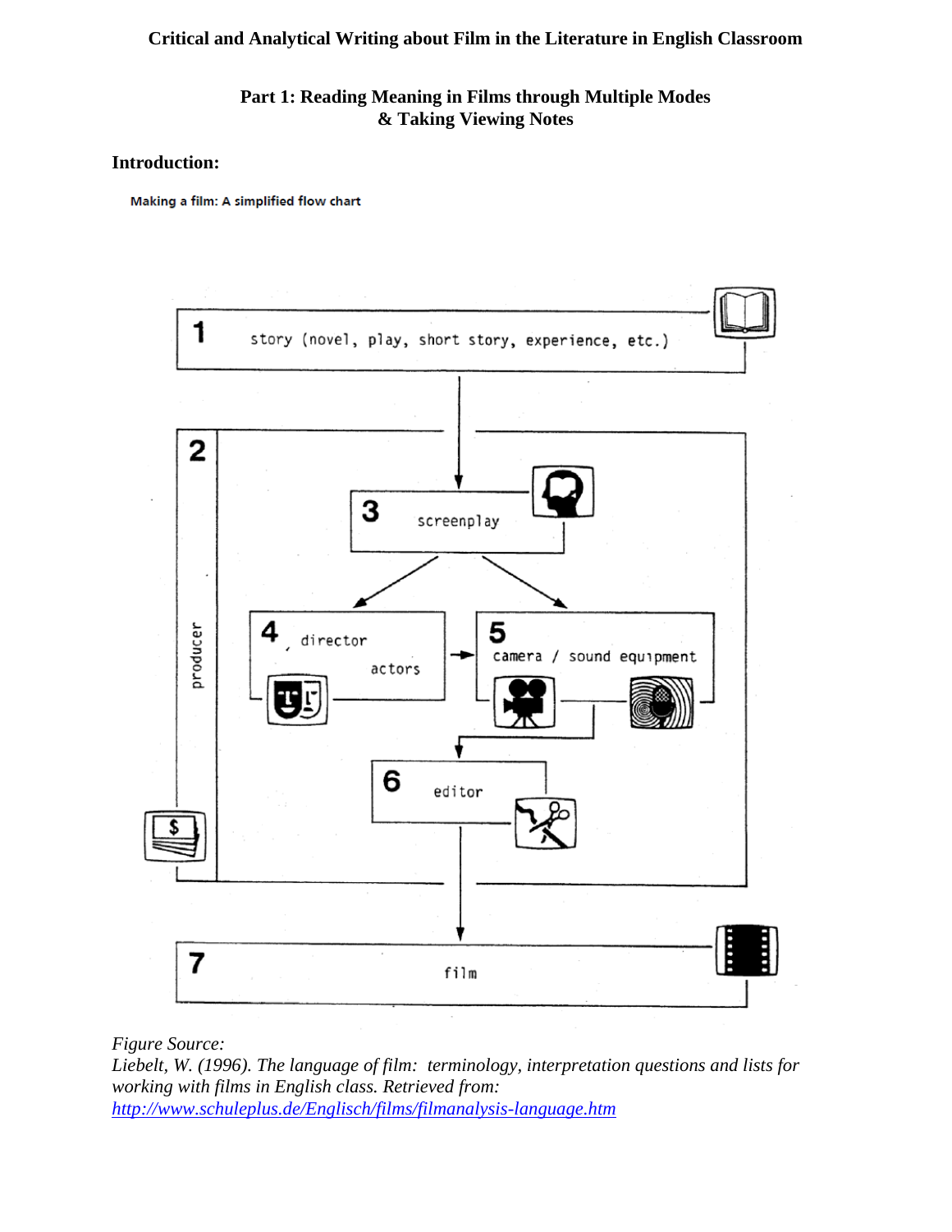# Critical and Analytical Writing about Film in the Literature in English Classroom

## Part 1: Reading Meaning in Films through Multiple Modes & Taking Viewing Notes

**Introduction:**

**Making a film: A simplified flow chart**

1 story (novel, play, short story, experience, etc.)

2 producer

3 screenplay

4 director, actors

5 camera / sound equipment

6 editor

7 film

*Figure Source:*
*Liebelt, W. (1996). The language of film: terminology, interpretation questions and lists for working with films in English class. Retrieved from:* *[http://www.schuleplus.de/Englisch/films/filmanalysis-language.htm](http://www.schuleplus.de/Englisch/films/filmanalysis-language.htm)*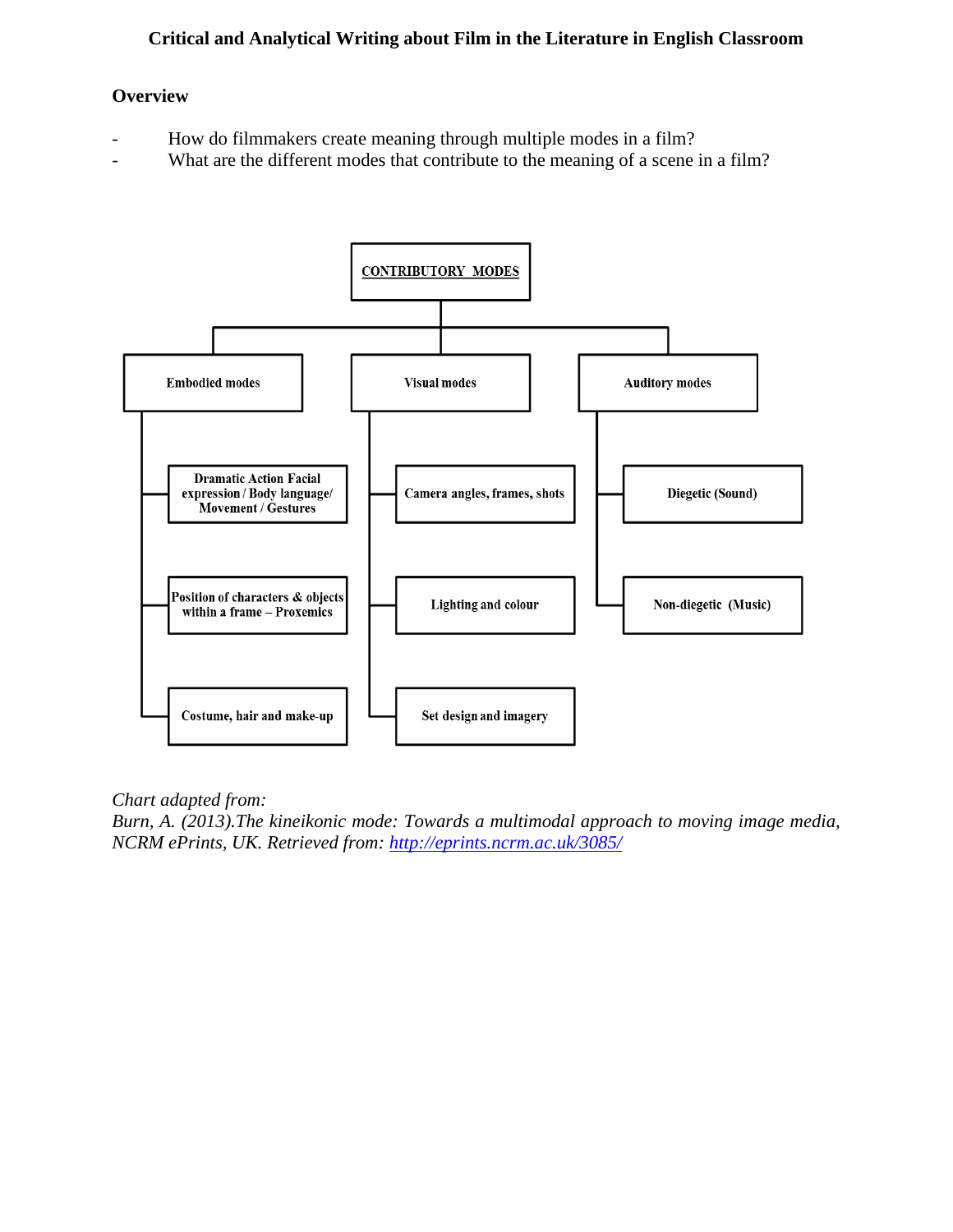## Critical and Analytical Writing about Film in the Literature in English Classroom

### Overview

- How do filmmakers create meaning through multiple modes in a film?
- What are the different modes that contribute to the meaning of a scene in a film?

**CONTRIBUTORY MODES**

- **Embodied modes**
  - Dramatic Action Facial expression / Body language/ Movement / Gestures
  - Position of characters & objects within a frame – Proxemics
  - Costume, hair and make-up
- **Visual modes**
  - Camera angles, frames, shots
  - Lighting and colour
  - Set design and imagery
- **Auditory modes**
  - Diegetic (Sound)
  - Non-diegetic (Music)

*Chart adapted from:*
*Burn, A. (2013).The kineikonic mode: Towards a multimodal approach to moving image media, NCRM ePrints, UK. Retrieved from: http://eprints.ncrm.ac.uk/3085/*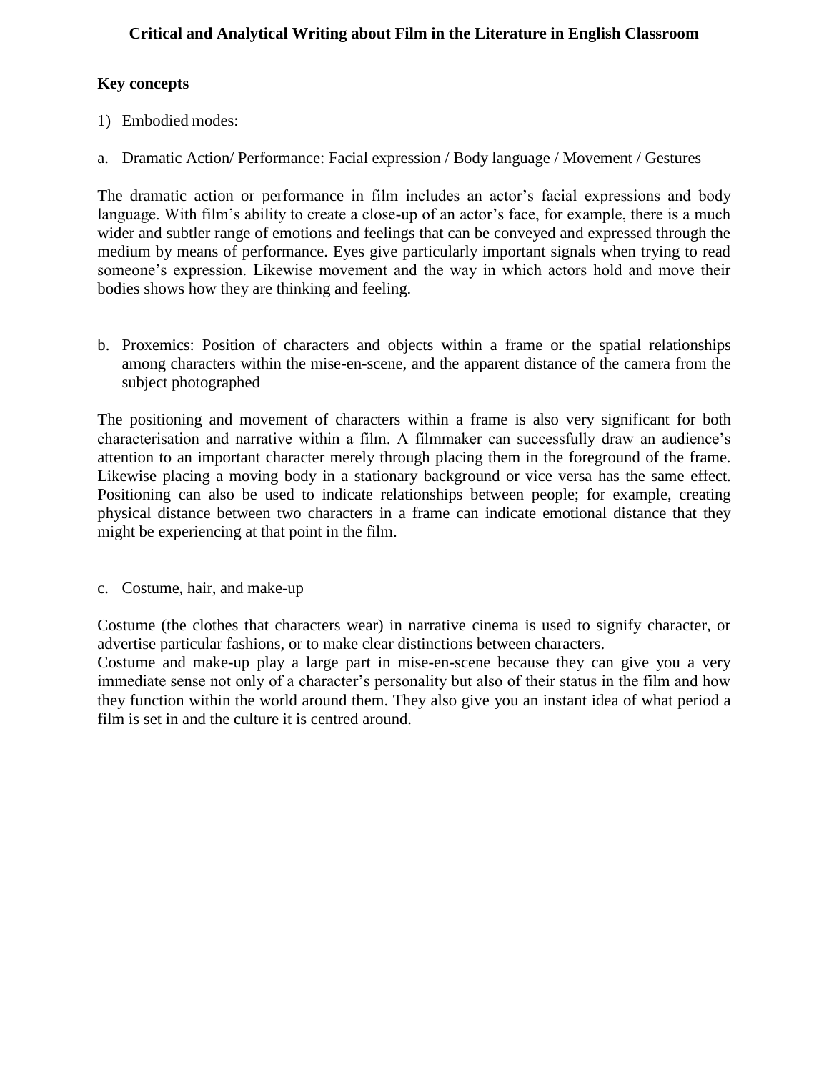**Critical and Analytical Writing about Film in the Literature in English Classroom**

**Key concepts**

1) Embodied modes:

a. Dramatic Action/ Performance: Facial expression / Body language / Movement / Gestures

The dramatic action or performance in film includes an actor's facial expressions and body language. With film's ability to create a close-up of an actor's face, for example, there is a much wider and subtler range of emotions and feelings that can be conveyed and expressed through the medium by means of performance. Eyes give particularly important signals when trying to read someone's expression. Likewise movement and the way in which actors hold and move their bodies shows how they are thinking and feeling.

b. Proxemics: Position of characters and objects within a frame or the spatial relationships among characters within the mise-en-scene, and the apparent distance of the camera from the subject photographed

The positioning and movement of characters within a frame is also very significant for both characterisation and narrative within a film. A filmmaker can successfully draw an audience's attention to an important character merely through placing them in the foreground of the frame. Likewise placing a moving body in a stationary background or vice versa has the same effect. Positioning can also be used to indicate relationships between people; for example, creating physical distance between two characters in a frame can indicate emotional distance that they might be experiencing at that point in the film.

c. Costume, hair, and make-up

Costume (the clothes that characters wear) in narrative cinema is used to signify character, or advertise particular fashions, or to make clear distinctions between characters.
Costume and make-up play a large part in mise-en-scene because they can give you a very immediate sense not only of a character's personality but also of their status in the film and how they function within the world around them. They also give you an instant idea of what period a film is set in and the culture it is centred around.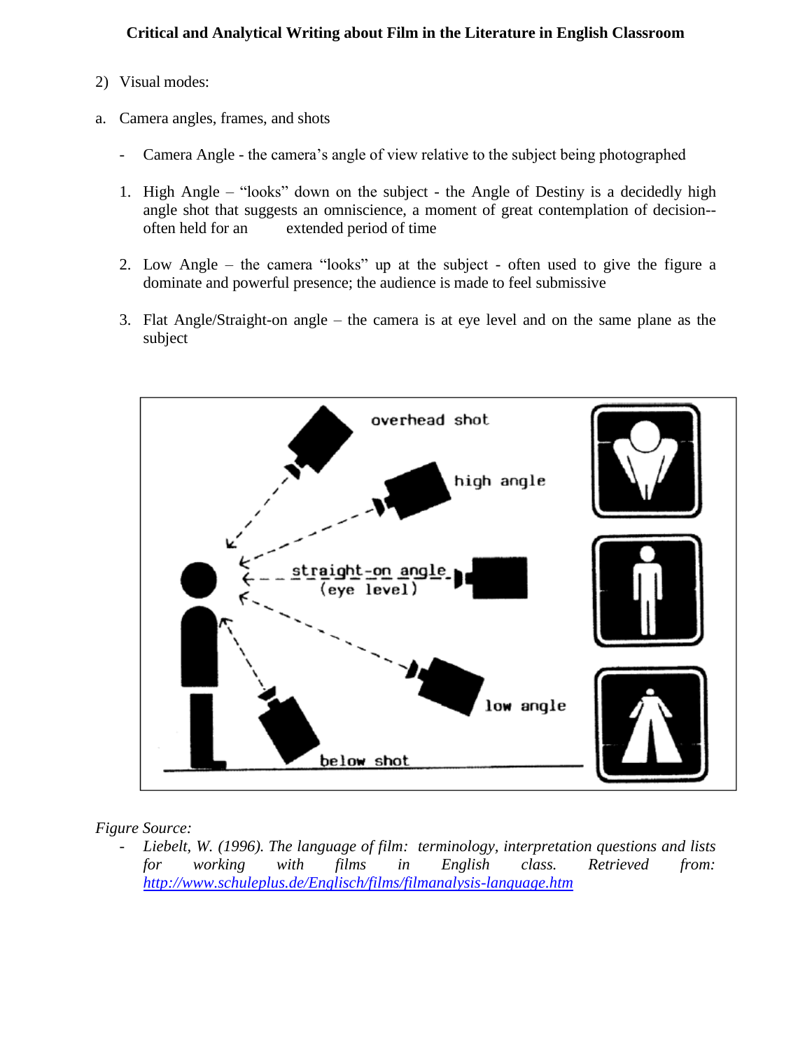**Critical and Analytical Writing about Film in the Literature in English Classroom**

2) Visual modes:

a. Camera angles, frames, and shots

- Camera Angle - the camera's angle of view relative to the subject being photographed

1. High Angle – "looks" down on the subject - the Angle of Destiny is a decidedly high angle shot that suggests an omniscience, a moment of great contemplation of decision--often held for an extended period of time

2. Low Angle – the camera "looks" up at the subject - often used to give the figure a dominate and powerful presence; the audience is made to feel submissive

3. Flat Angle/Straight-on angle – the camera is at eye level and on the same plane as the subject

*Figure Source:*

- *Liebelt, W. (1996). The language of film: terminology, interpretation questions and lists for working with films in English class. Retrieved from: [http://www.schuleplus.de/Englisch/films/filmanalysis-language.htm](http://www.schuleplus.de/Englisch/films/filmanalysis-language.htm)*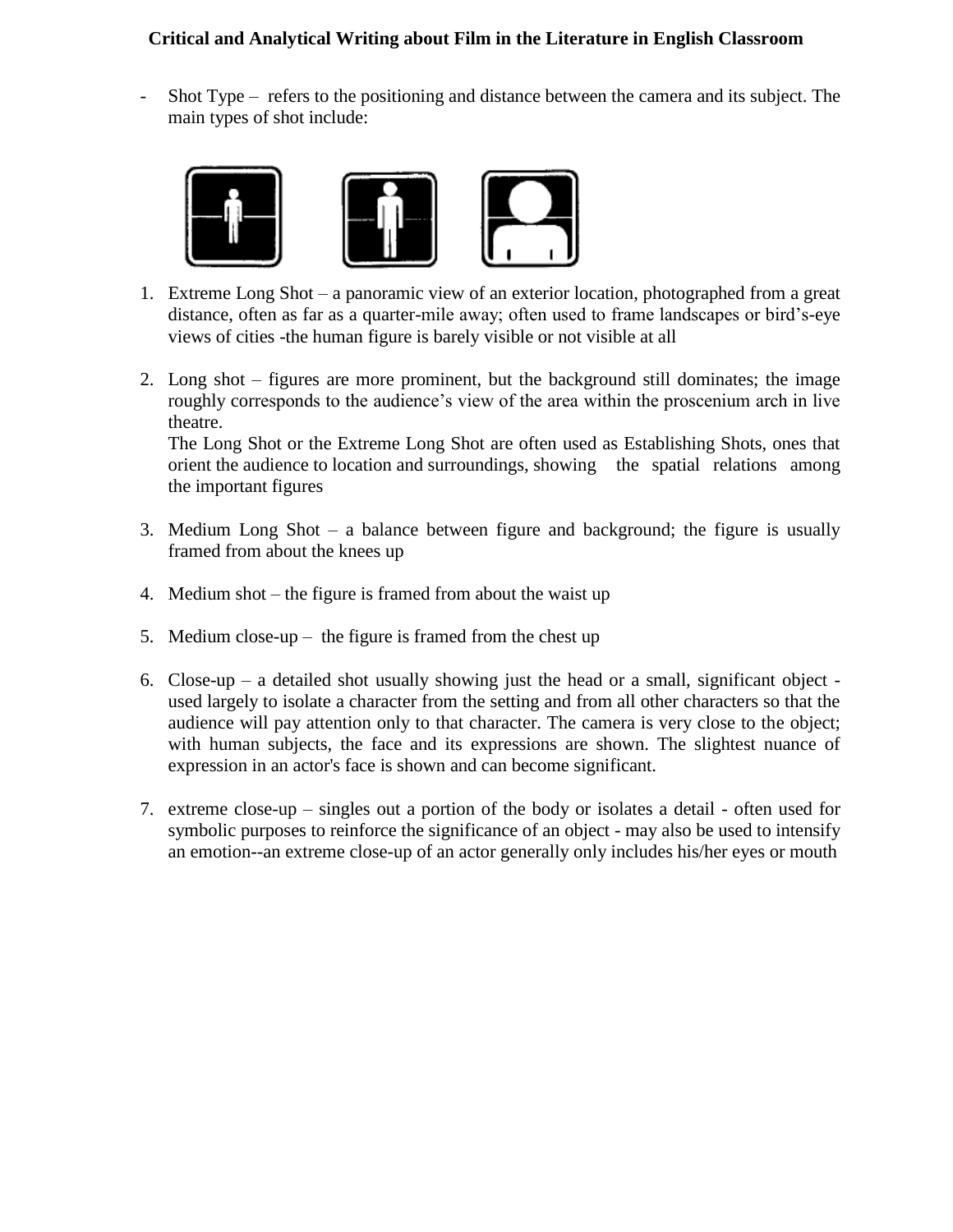- Shot Type – refers to the positioning and distance between the camera and its subject. The main types of shot include:

1. Extreme Long Shot – a panoramic view of an exterior location, photographed from a great distance, often as far as a quarter-mile away; often used to frame landscapes or bird's-eye views of cities -the human figure is barely visible or not visible at all

2. Long shot – figures are more prominent, but the background still dominates; the image roughly corresponds to the audience's view of the area within the proscenium arch in live theatre.
   The Long Shot or the Extreme Long Shot are often used as Establishing Shots, ones that orient the audience to location and surroundings, showing the spatial relations among the important figures

3. Medium Long Shot – a balance between figure and background; the figure is usually framed from about the knees up

4. Medium shot – the figure is framed from about the waist up

5. Medium close-up – the figure is framed from the chest up

6. Close-up – a detailed shot usually showing just the head or a small, significant object - used largely to isolate a character from the setting and from all other characters so that the audience will pay attention only to that character. The camera is very close to the object; with human subjects, the face and its expressions are shown. The slightest nuance of expression in an actor's face is shown and can become significant.

7. extreme close-up – singles out a portion of the body or isolates a detail - often used for symbolic purposes to reinforce the significance of an object - may also be used to intensify an emotion--an extreme close-up of an actor generally only includes his/her eyes or mouth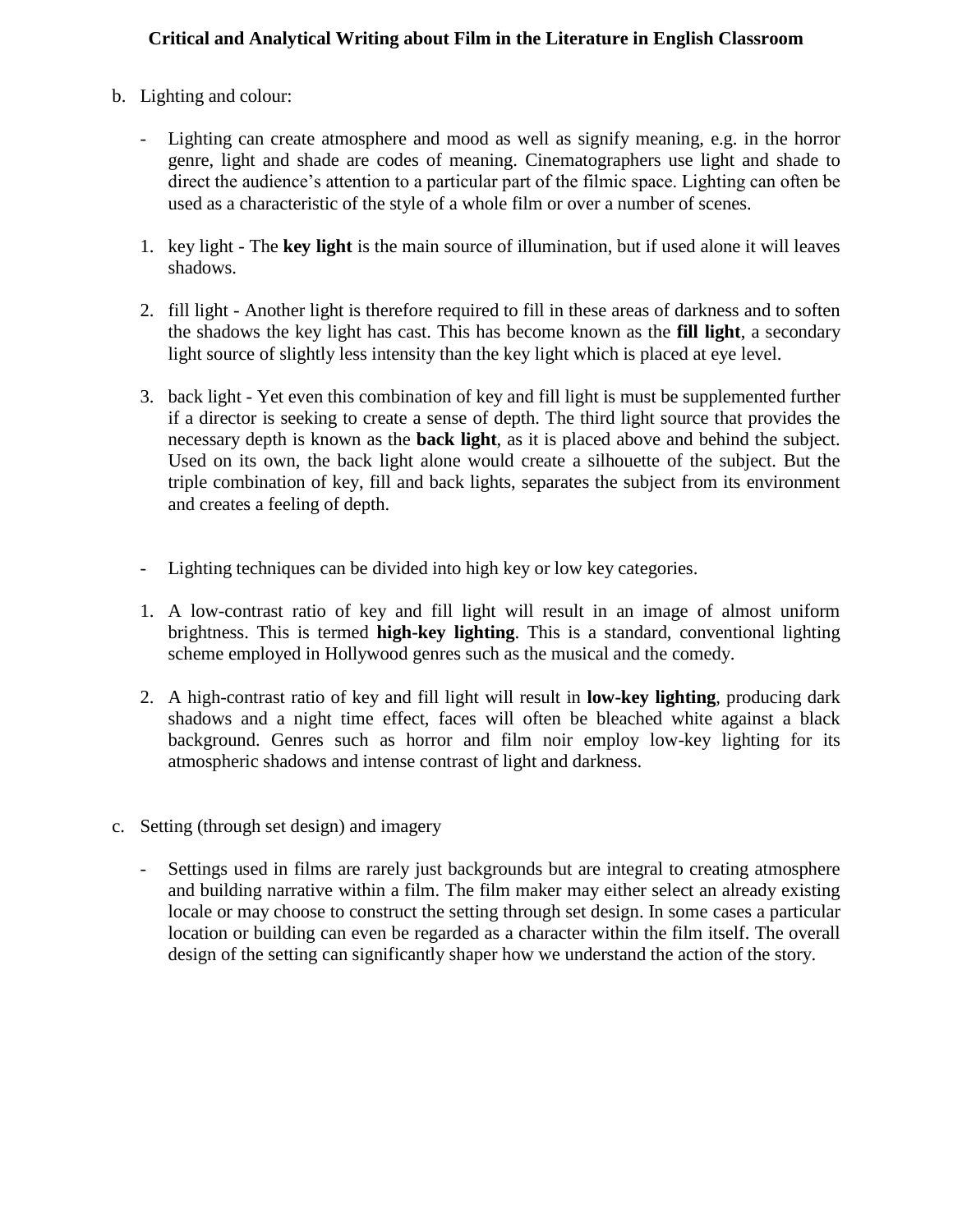b. Lighting and colour:

   - Lighting can create atmosphere and mood as well as signify meaning, e.g. in the horror genre, light and shade are codes of meaning. Cinematographers use light and shade to direct the audience's attention to a particular part of the filmic space. Lighting can often be used as a characteristic of the style of a whole film or over a number of scenes.

   1. key light - The **key light** is the main source of illumination, but if used alone it will leaves shadows.

   2. fill light - Another light is therefore required to fill in these areas of darkness and to soften the shadows the key light has cast. This has become known as the **fill light**, a secondary light source of slightly less intensity than the key light which is placed at eye level.

   3. back light - Yet even this combination of key and fill light is must be supplemented further if a director is seeking to create a sense of depth. The third light source that provides the necessary depth is known as the **back light**, as it is placed above and behind the subject. Used on its own, the back light alone would create a silhouette of the subject. But the triple combination of key, fill and back lights, separates the subject from its environment and creates a feeling of depth.

   - Lighting techniques can be divided into high key or low key categories.

   1. A low-contrast ratio of key and fill light will result in an image of almost uniform brightness. This is termed **high-key lighting**. This is a standard, conventional lighting scheme employed in Hollywood genres such as the musical and the comedy.

   2. A high-contrast ratio of key and fill light will result in **low-key lighting**, producing dark shadows and a night time effect, faces will often be bleached white against a black background. Genres such as horror and film noir employ low-key lighting for its atmospheric shadows and intense contrast of light and darkness.

c. Setting (through set design) and imagery

   - Settings used in films are rarely just backgrounds but are integral to creating atmosphere and building narrative within a film. The film maker may either select an already existing locale or may choose to construct the setting through set design. In some cases a particular location or building can even be regarded as a character within the film itself. The overall design of the setting can significantly shaper how we understand the action of the story.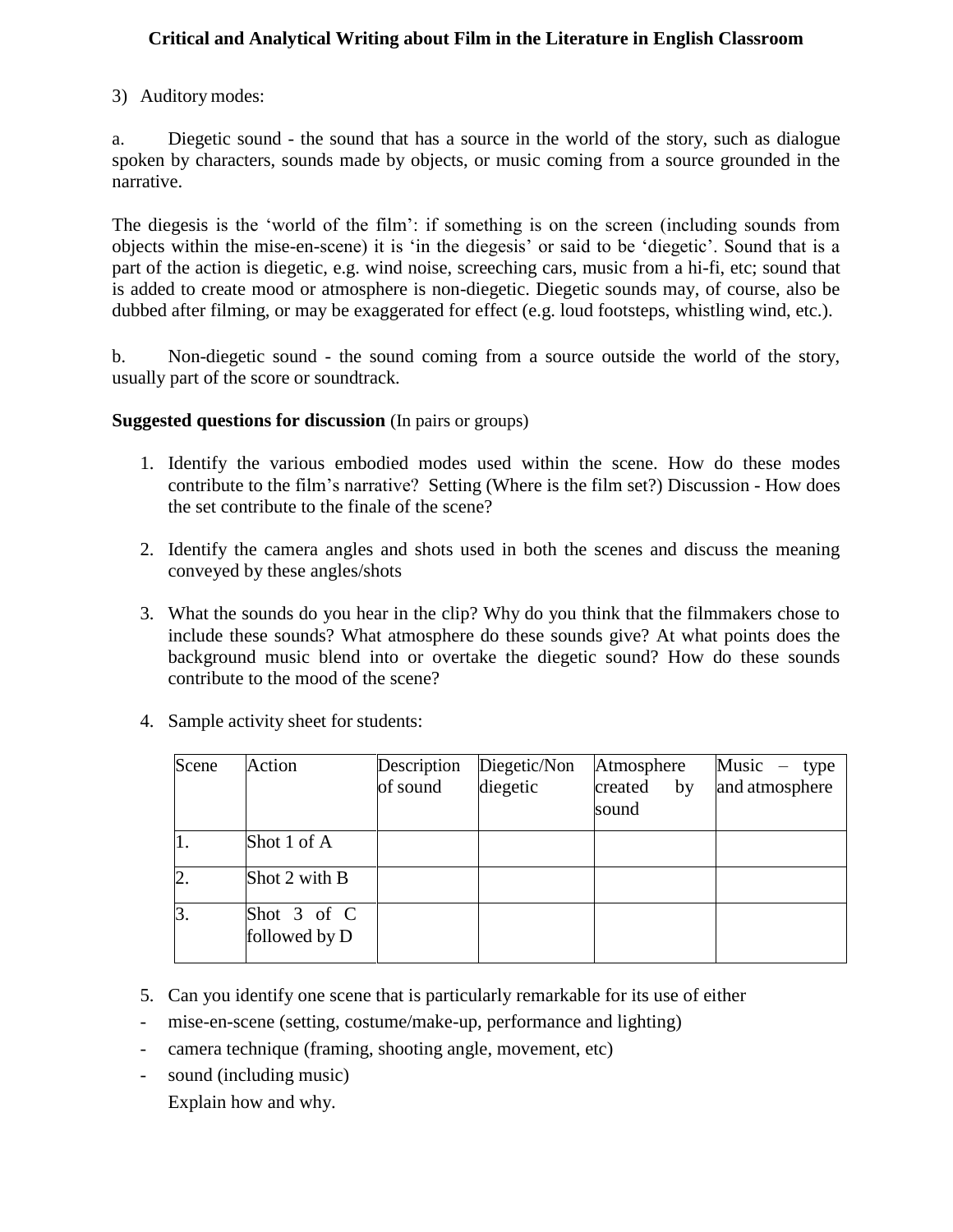3) Auditory modes:

a. Diegetic sound - the sound that has a source in the world of the story, such as dialogue spoken by characters, sounds made by objects, or music coming from a source grounded in the narrative.

The diegesis is the 'world of the film': if something is on the screen (including sounds from objects within the mise-en-scene) it is 'in the diegesis' or said to be 'diegetic'. Sound that is a part of the action is diegetic, e.g. wind noise, screeching cars, music from a hi-fi, etc; sound that is added to create mood or atmosphere is non-diegetic. Diegetic sounds may, of course, also be dubbed after filming, or may be exaggerated for effect (e.g. loud footsteps, whistling wind, etc.).

b. Non-diegetic sound - the sound coming from a source outside the world of the story, usually part of the score or soundtrack.

**Suggested questions for discussion** (In pairs or groups)

1. Identify the various embodied modes used within the scene. How do these modes contribute to the film's narrative? Setting (Where is the film set?) Discussion - How does the set contribute to the finale of the scene?

2. Identify the camera angles and shots used in both the scenes and discuss the meaning conveyed by these angles/shots

3. What the sounds do you hear in the clip? Why do you think that the filmmakers chose to include these sounds? What atmosphere do these sounds give? At what points does the background music blend into or overtake the diegetic sound? How do these sounds contribute to the mood of the scene?

4. Sample activity sheet for students:

| Scene | Action | Description of sound | Diegetic/Non diegetic | Atmosphere created by sound | Music – type and atmosphere |
|---|---|---|---|---|---|
| 1. | Shot 1 of A | | | | |
| 2. | Shot 2 with B | | | | |
| 3. | Shot 3 of C followed by D | | | | |

5. Can you identify one scene that is particularly remarkable for its use of either

- mise-en-scene (setting, costume/make-up, performance and lighting)
- camera technique (framing, shooting angle, movement, etc)
- sound (including music)

Explain how and why.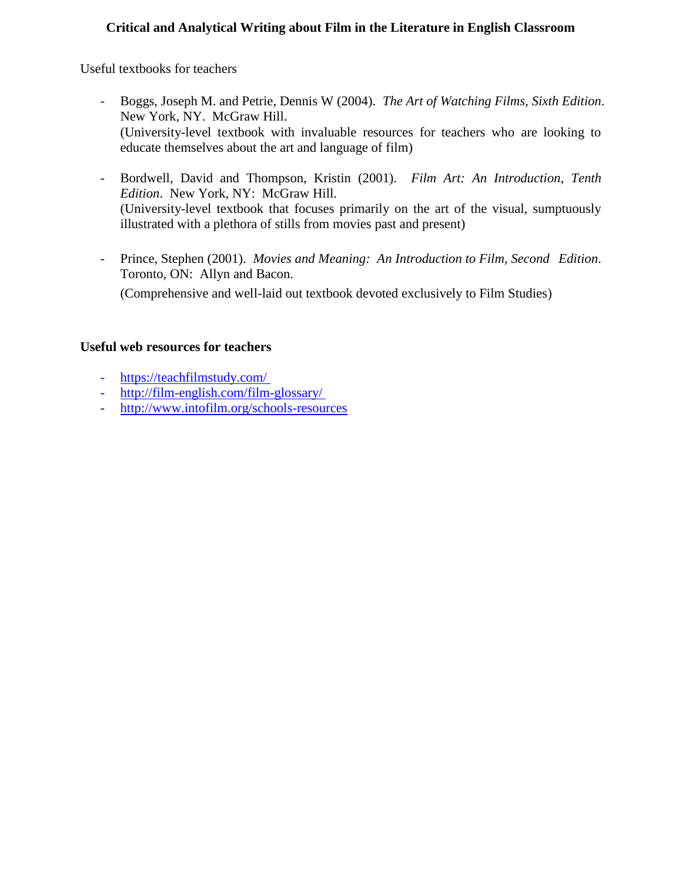Useful textbooks for teachers

- Boggs, Joseph M. and Petrie, Dennis W (2004). *The Art of Watching Films, Sixth Edition*. New York, NY. McGraw Hill.
  (University-level textbook with invaluable resources for teachers who are looking to educate themselves about the art and language of film)

- Bordwell, David and Thompson, Kristin (2001). *Film Art: An Introduction*, *Tenth Edition*. New York, NY: McGraw Hill.
  (University-level textbook that focuses primarily on the art of the visual, sumptuously illustrated with a plethora of stills from movies past and present)

- Prince, Stephen (2001). *Movies and Meaning: An Introduction to Film, Second Edition*. Toronto, ON: Allyn and Bacon.

  (Comprehensive and well-laid out textbook devoted exclusively to Film Studies)

**Useful web resources for teachers**

- https://teachfilmstudy.com/
- http://film-english.com/film-glossary/
- http://www.intofilm.org/schools-resources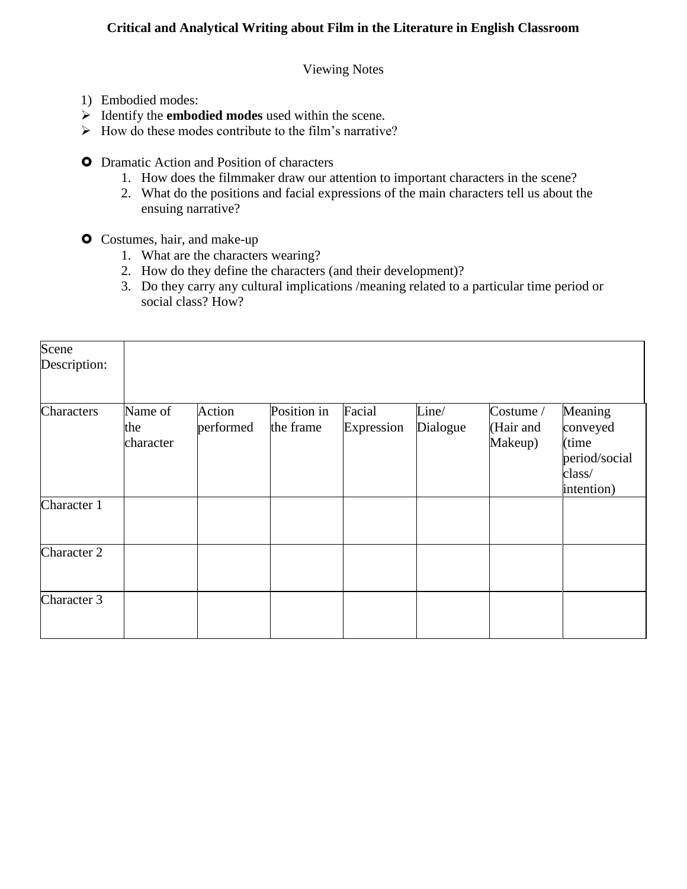**Critical and Analytical Writing about Film in the Literature in English Classroom**

Viewing Notes

1) Embodied modes:

- Identify the **embodied modes** used within the scene.
- How do these modes contribute to the film's narrative?

- Dramatic Action and Position of characters
  1. How does the filmmaker draw our attention to important characters in the scene?
  2. What do the positions and facial expressions of the main characters tell us about the ensuing narrative?

- Costumes, hair, and make-up
  1. What are the characters wearing?
  2. How do they define the characters (and their development)?
  3. Do they carry any cultural implications /meaning related to a particular time period or social class? How?

| Scene Description: | | | | | | | |
|---|---|---|---|---|---|---|---|
| Characters | Name of the character | Action performed | Position in the frame | Facial Expression | Line/ Dialogue | Costume / (Hair and Makeup) | Meaning conveyed (time period/social class/ intention) |
| Character 1 | | | | | | | |
| Character 2 | | | | | | | |
| Character 3 | | | | | | | |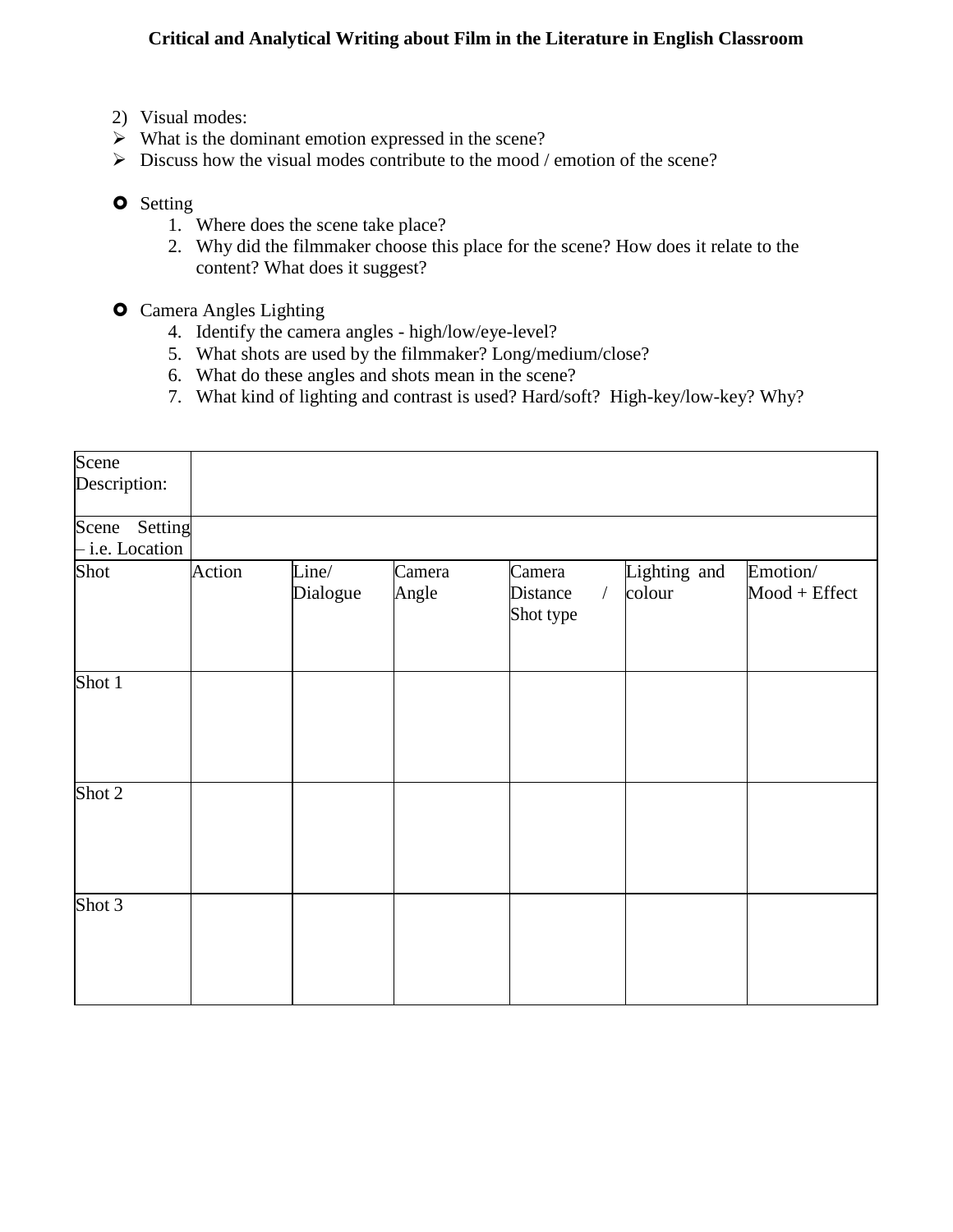**Critical and Analytical Writing about Film in the Literature in English Classroom**

2) Visual modes:

- What is the dominant emotion expressed in the scene?
- Discuss how the visual modes contribute to the mood / emotion of the scene?

- Setting
  1. Where does the scene take place?
  2. Why did the filmmaker choose this place for the scene? How does it relate to the content? What does it suggest?

- Camera Angles Lighting
  4. Identify the camera angles - high/low/eye-level?
  5. What shots are used by the filmmaker? Long/medium/close?
  6. What do these angles and shots mean in the scene?
  7. What kind of lighting and contrast is used? Hard/soft? High-key/low-key? Why?

| Scene Description: | | | | | | |
|---|---|---|---|---|---|---|
| Scene Setting – i.e. Location | | | | | | |
| Shot | Action | Line/ Dialogue | Camera Angle | Camera Distance / Shot type | Lighting and colour | Emotion/ Mood + Effect |
| Shot 1 | | | | | | |
| Shot 2 | | | | | | |
| Shot 3 | | | | | | |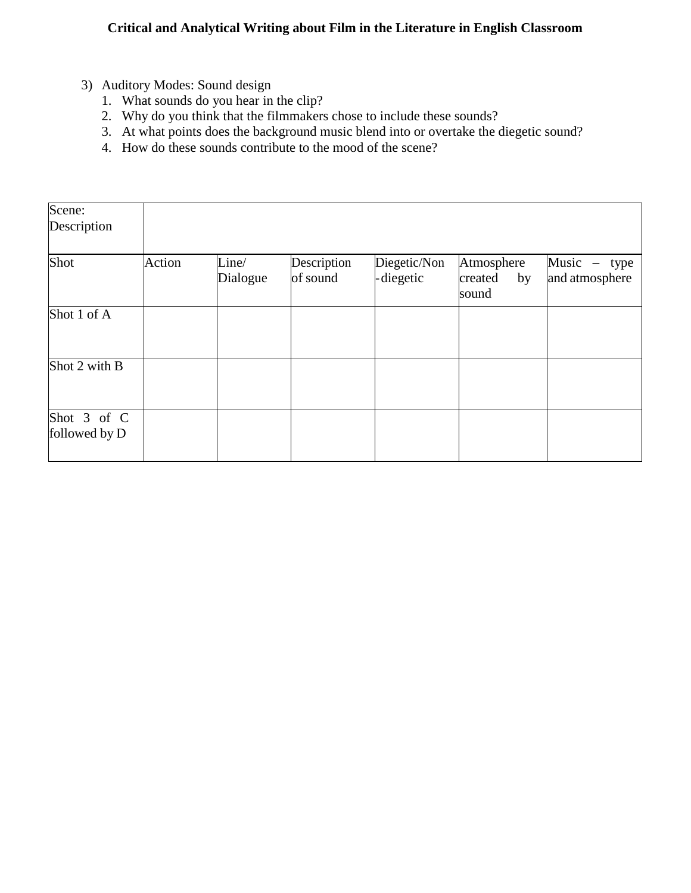3) Auditory Modes: Sound design
   1. What sounds do you hear in the clip?
   2. Why do you think that the filmmakers chose to include these sounds?
   3. At what points does the background music blend into or overtake the diegetic sound?
   4. How do these sounds contribute to the mood of the scene?

| Scene: Description | | | | | | |
|---|---|---|---|---|---|---|
| **Shot** | **Action** | **Line/ Dialogue** | **Description of sound** | **Diegetic/Non-diegetic** | **Atmosphere created by sound** | **Music – type and atmosphere** |
| Shot 1 of A | | | | | | |
| Shot 2 with B | | | | | | |
| Shot 3 of C followed by D | | | | | | |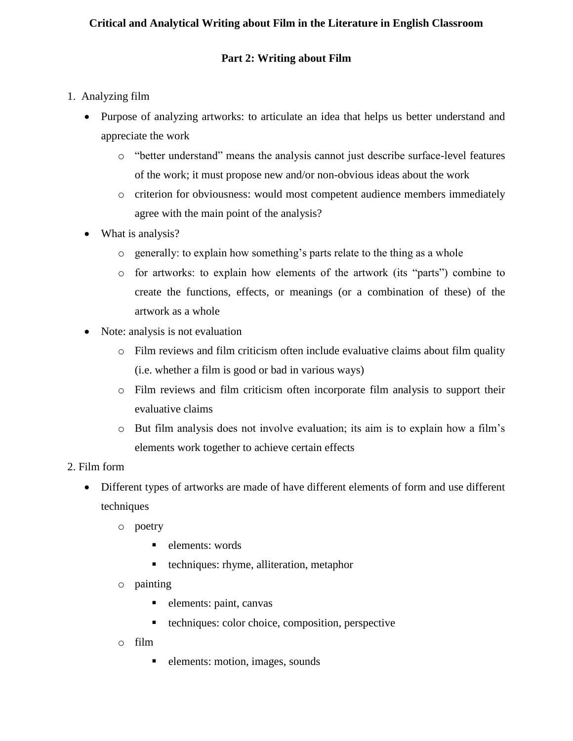**Critical and Analytical Writing about Film in the Literature in English Classroom**

## Part 2: Writing about Film

1. Analyzing film
    - Purpose of analyzing artworks: to articulate an idea that helps us better understand and appreciate the work
        - "better understand" means the analysis cannot just describe surface-level features of the work; it must propose new and/or non-obvious ideas about the work
        - criterion for obviousness: would most competent audience members immediately agree with the main point of the analysis?
    - What is analysis?
        - generally: to explain how something's parts relate to the thing as a whole
        - for artworks: to explain how elements of the artwork (its "parts") combine to create the functions, effects, or meanings (or a combination of these) of the artwork as a whole
    - Note: analysis is not evaluation
        - Film reviews and film criticism often include evaluative claims about film quality (i.e. whether a film is good or bad in various ways)
        - Film reviews and film criticism often incorporate film analysis to support their evaluative claims
        - But film analysis does not involve evaluation; its aim is to explain how a film's elements work together to achieve certain effects

2. Film form
    - Different types of artworks are made of have different elements of form and use different techniques
        - poetry
            - elements: words
            - techniques: rhyme, alliteration, metaphor
        - painting
            - elements: paint, canvas
            - techniques: color choice, composition, perspective
        - film
            - elements: motion, images, sounds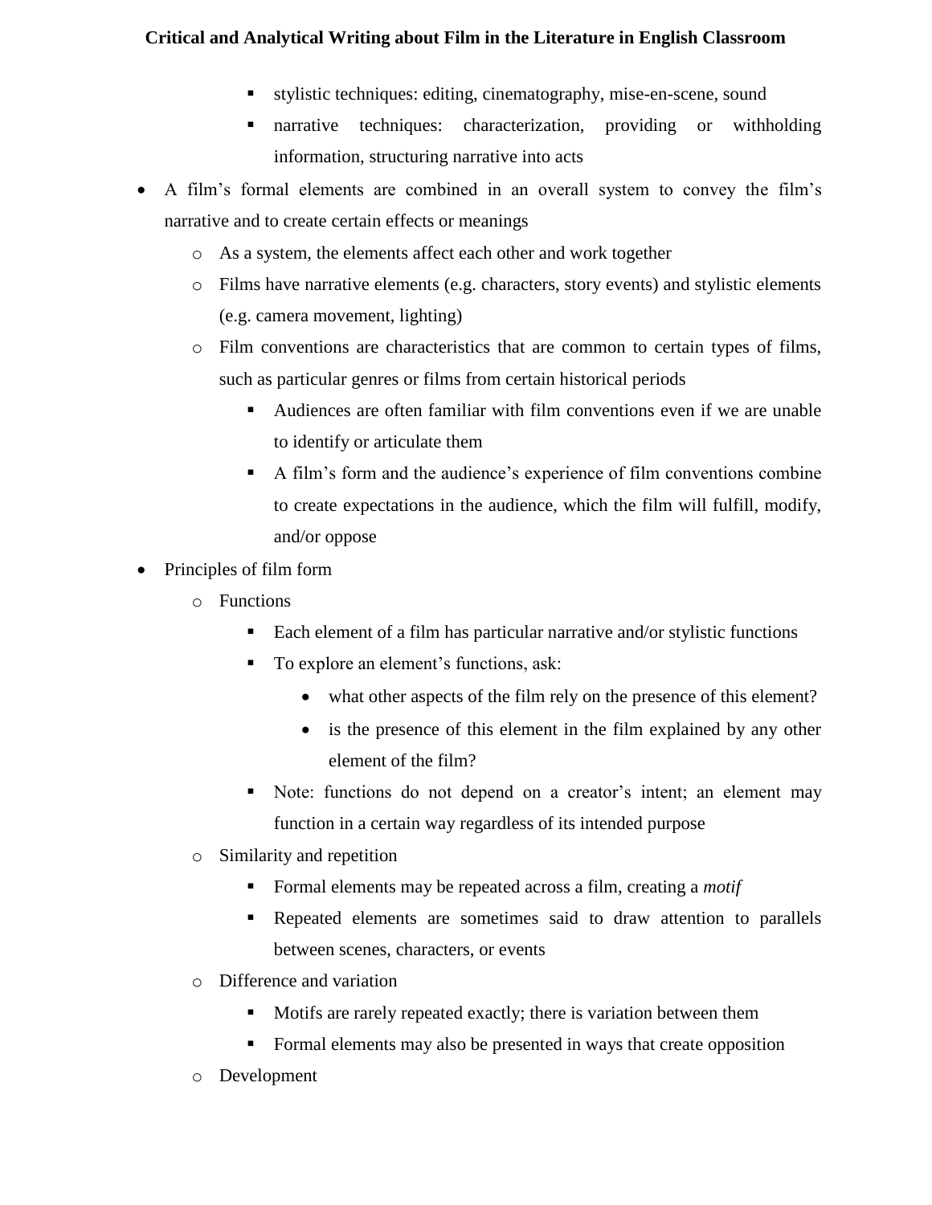- stylistic techniques: editing, cinematography, mise-en-scene, sound
        - narrative techniques: characterization, providing or withholding information, structuring narrative into acts
- A film's formal elements are combined in an overall system to convey the film's narrative and to create certain effects or meanings
    - As a system, the elements affect each other and work together
    - Films have narrative elements (e.g. characters, story events) and stylistic elements (e.g. camera movement, lighting)
    - Film conventions are characteristics that are common to certain types of films, such as particular genres or films from certain historical periods
        - Audiences are often familiar with film conventions even if we are unable to identify or articulate them
        - A film's form and the audience's experience of film conventions combine to create expectations in the audience, which the film will fulfill, modify, and/or oppose
- Principles of film form
    - Functions
        - Each element of a film has particular narrative and/or stylistic functions
        - To explore an element's functions, ask:
            - what other aspects of the film rely on the presence of this element?
            - is the presence of this element in the film explained by any other element of the film?
        - Note: functions do not depend on a creator's intent; an element may function in a certain way regardless of its intended purpose
    - Similarity and repetition
        - Formal elements may be repeated across a film, creating a *motif*
        - Repeated elements are sometimes said to draw attention to parallels between scenes, characters, or events
    - Difference and variation
        - Motifs are rarely repeated exactly; there is variation between them
        - Formal elements may also be presented in ways that create opposition
    - Development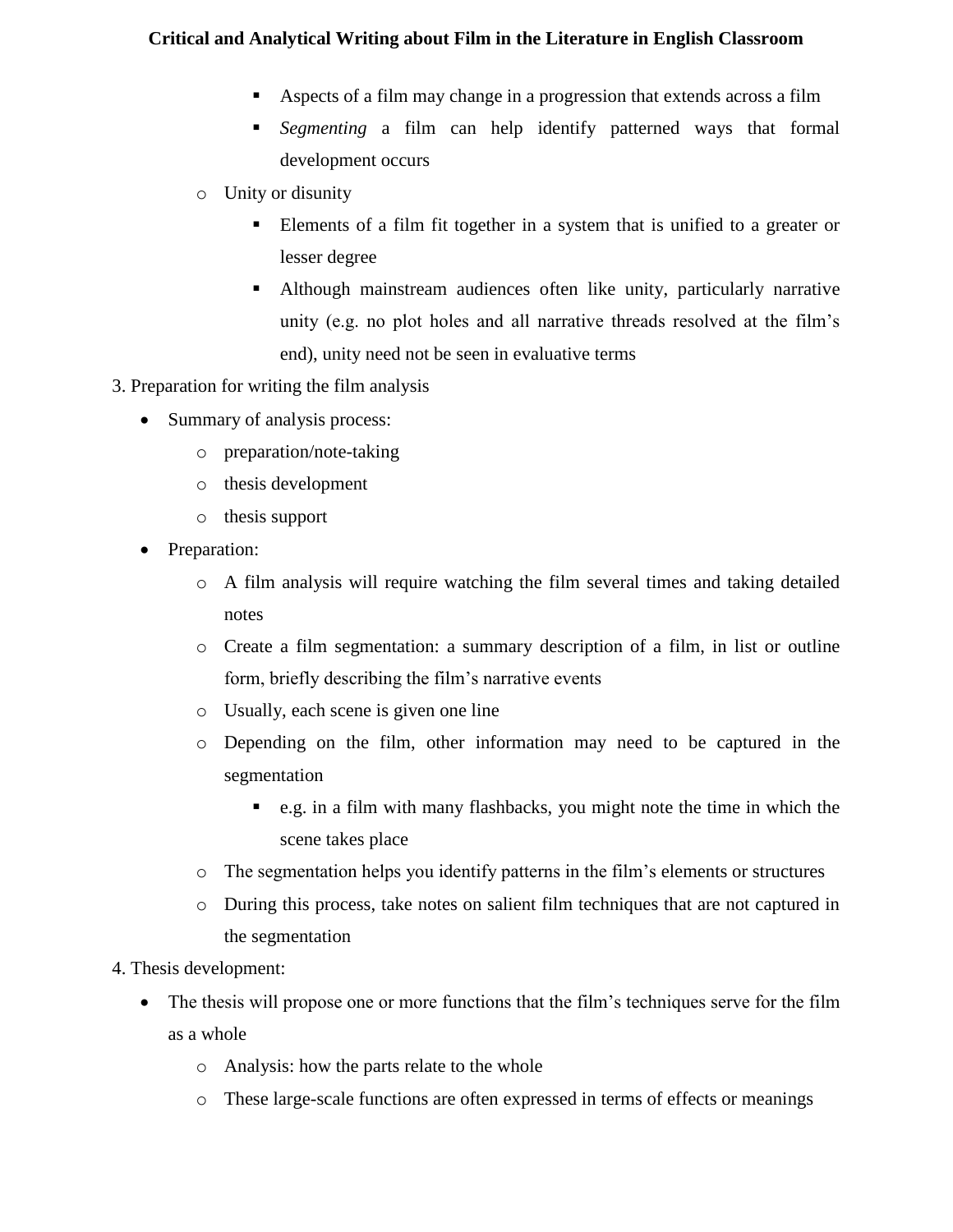- Aspects of a film may change in a progression that extends across a film
        - *Segmenting* a film can help identify patterned ways that formal development occurs
    - Unity or disunity
        - Elements of a film fit together in a system that is unified to a greater or lesser degree
        - Although mainstream audiences often like unity, particularly narrative unity (e.g. no plot holes and all narrative threads resolved at the film's end), unity need not be seen in evaluative terms

3. Preparation for writing the film analysis

- Summary of analysis process:
    - preparation/note-taking
    - thesis development
    - thesis support
- Preparation:
    - A film analysis will require watching the film several times and taking detailed notes
    - Create a film segmentation: a summary description of a film, in list or outline form, briefly describing the film's narrative events
    - Usually, each scene is given one line
    - Depending on the film, other information may need to be captured in the segmentation
        - e.g. in a film with many flashbacks, you might note the time in which the scene takes place
    - The segmentation helps you identify patterns in the film's elements or structures
    - During this process, take notes on salient film techniques that are not captured in the segmentation

4. Thesis development:

- The thesis will propose one or more functions that the film's techniques serve for the film as a whole
    - Analysis: how the parts relate to the whole
    - These large-scale functions are often expressed in terms of effects or meanings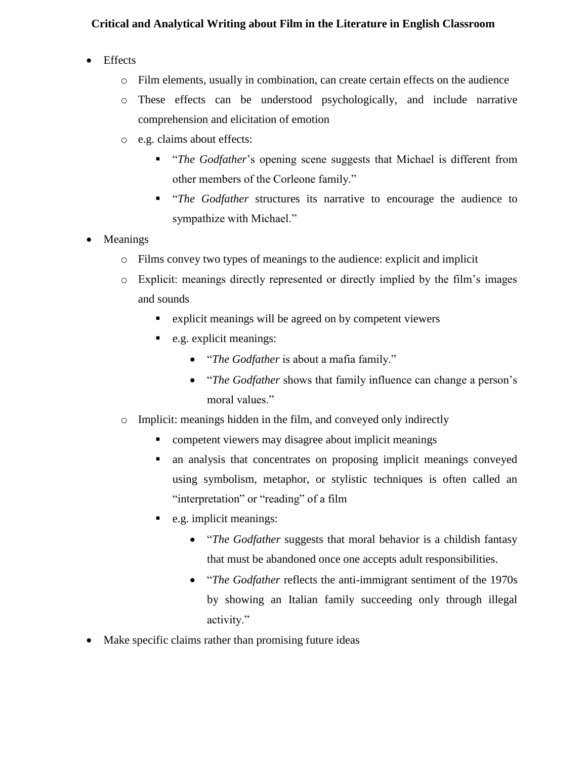- Effects
  - Film elements, usually in combination, can create certain effects on the audience
  - These effects can be understood psychologically, and include narrative comprehension and elicitation of emotion
  - e.g. claims about effects:
    - "*The Godfather*'s opening scene suggests that Michael is different from other members of the Corleone family."
    - "*The Godfather* structures its narrative to encourage the audience to sympathize with Michael."
- Meanings
  - Films convey two types of meanings to the audience: explicit and implicit
  - Explicit: meanings directly represented or directly implied by the film's images and sounds
    - explicit meanings will be agreed on by competent viewers
    - e.g. explicit meanings:
      - "*The Godfather* is about a mafia family."
      - "*The Godfather* shows that family influence can change a person's moral values."
  - Implicit: meanings hidden in the film, and conveyed only indirectly
    - competent viewers may disagree about implicit meanings
    - an analysis that concentrates on proposing implicit meanings conveyed using symbolism, metaphor, or stylistic techniques is often called an "interpretation" or "reading" of a film
    - e.g. implicit meanings:
      - "*The Godfather* suggests that moral behavior is a childish fantasy that must be abandoned once one accepts adult responsibilities.
      - "*The Godfather* reflects the anti-immigrant sentiment of the 1970s by showing an Italian family succeeding only through illegal activity."
- Make specific claims rather than promising future ideas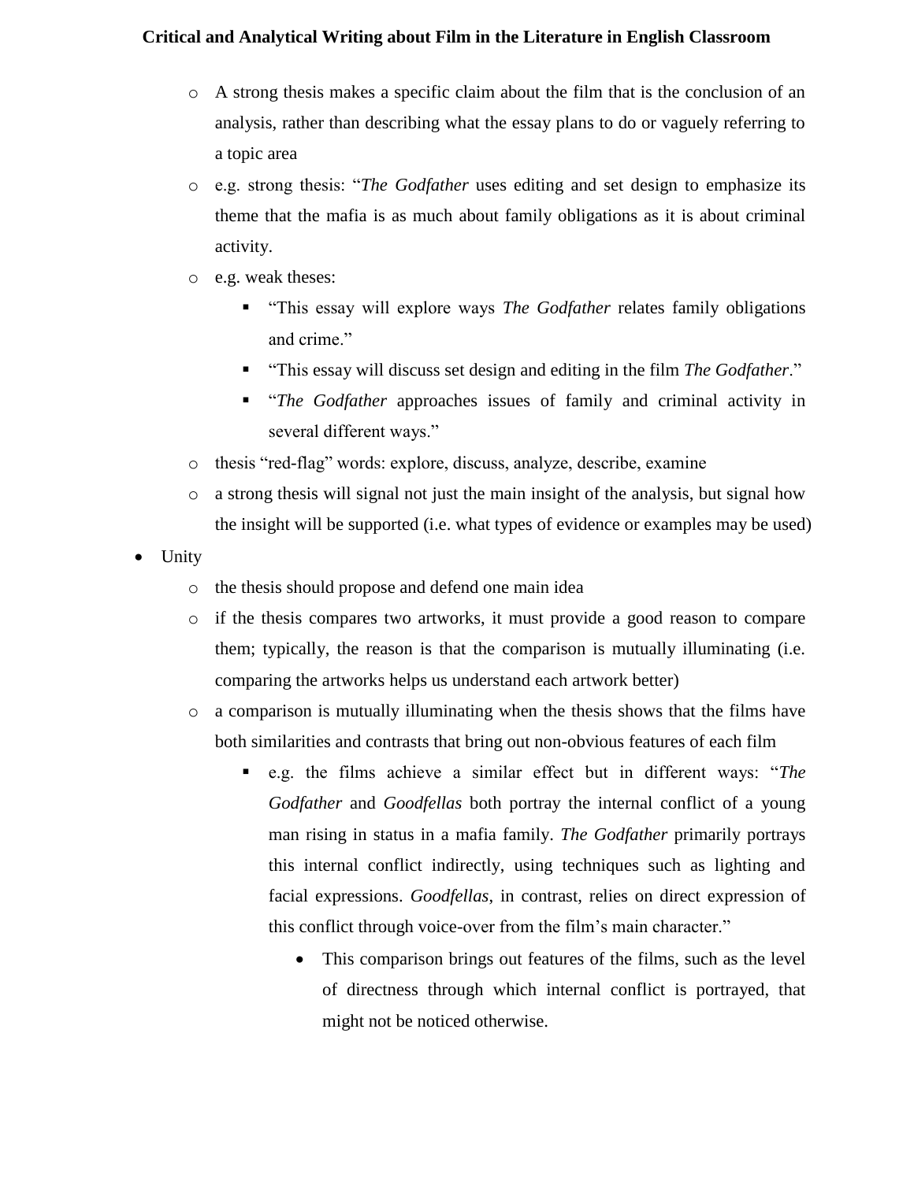- A strong thesis makes a specific claim about the film that is the conclusion of an analysis, rather than describing what the essay plans to do or vaguely referring to a topic area
  - e.g. strong thesis: "*The Godfather* uses editing and set design to emphasize its theme that the mafia is as much about family obligations as it is about criminal activity.
  - e.g. weak theses:
    - "This essay will explore ways *The Godfather* relates family obligations and crime."
    - "This essay will discuss set design and editing in the film *The Godfather*."
    - "*The Godfather* approaches issues of family and criminal activity in several different ways."
  - thesis "red-flag" words: explore, discuss, analyze, describe, examine
  - a strong thesis will signal not just the main insight of the analysis, but signal how the insight will be supported (i.e. what types of evidence or examples may be used)
- Unity
  - the thesis should propose and defend one main idea
  - if the thesis compares two artworks, it must provide a good reason to compare them; typically, the reason is that the comparison is mutually illuminating (i.e. comparing the artworks helps us understand each artwork better)
  - a comparison is mutually illuminating when the thesis shows that the films have both similarities and contrasts that bring out non-obvious features of each film
    - e.g. the films achieve a similar effect but in different ways: "*The Godfather* and *Goodfellas* both portray the internal conflict of a young man rising in status in a mafia family. *The Godfather* primarily portrays this internal conflict indirectly, using techniques such as lighting and facial expressions. *Goodfellas*, in contrast, relies on direct expression of this conflict through voice-over from the film's main character."
      - This comparison brings out features of the films, such as the level of directness through which internal conflict is portrayed, that might not be noticed otherwise.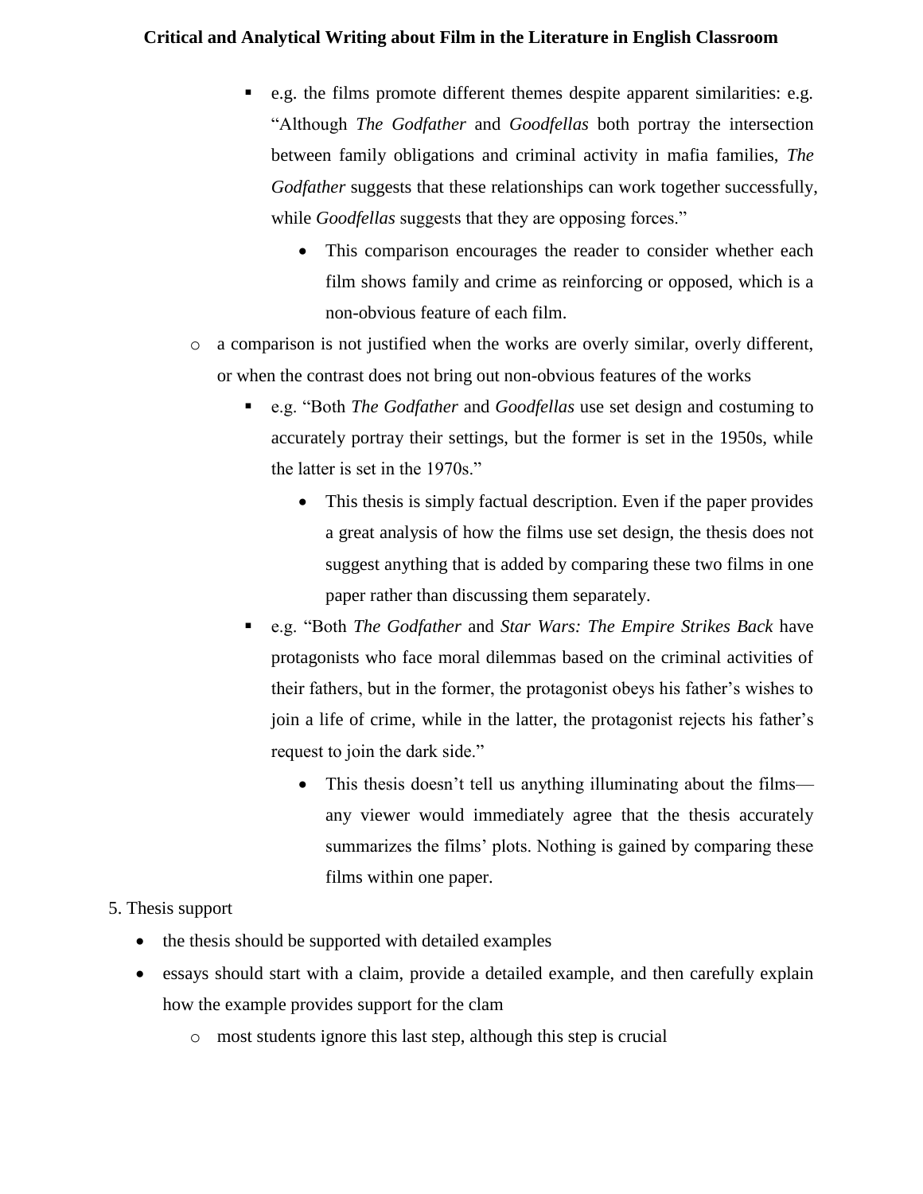- e.g. the films promote different themes despite apparent similarities: e.g. "Although *The Godfather* and *Goodfellas* both portray the intersection between family obligations and criminal activity in mafia families, *The Godfather* suggests that these relationships can work together successfully, while *Goodfellas* suggests that they are opposing forces."
  - This comparison encourages the reader to consider whether each film shows family and crime as reinforcing or opposed, which is a non-obvious feature of each film.

- a comparison is not justified when the works are overly similar, overly different, or when the contrast does not bring out non-obvious features of the works
  - e.g. "Both *The Godfather* and *Goodfellas* use set design and costuming to accurately portray their settings, but the former is set in the 1950s, while the latter is set in the 1970s."
    - This thesis is simply factual description. Even if the paper provides a great analysis of how the films use set design, the thesis does not suggest anything that is added by comparing these two films in one paper rather than discussing them separately.
  - e.g. "Both *The Godfather* and *Star Wars: The Empire Strikes Back* have protagonists who face moral dilemmas based on the criminal activities of their fathers, but in the former, the protagonist obeys his father's wishes to join a life of crime, while in the latter, the protagonist rejects his father's request to join the dark side."
    - This thesis doesn't tell us anything illuminating about the films—any viewer would immediately agree that the thesis accurately summarizes the films' plots. Nothing is gained by comparing these films within one paper.

5. Thesis support

- the thesis should be supported with detailed examples
- essays should start with a claim, provide a detailed example, and then carefully explain how the example provides support for the clam
  - most students ignore this last step, although this step is crucial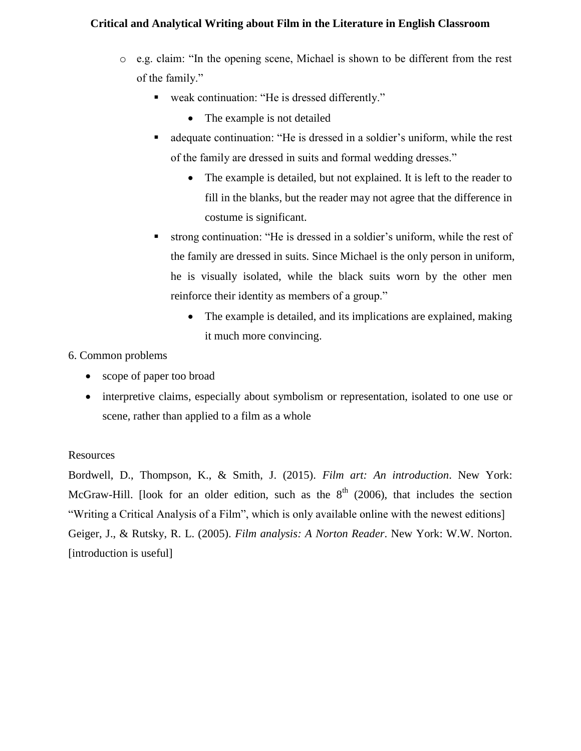- e.g. claim: “In the opening scene, Michael is shown to be different from the rest of the family.”
    - weak continuation: “He is dressed differently.”
        - The example is not detailed
    - adequate continuation: “He is dressed in a soldier’s uniform, while the rest of the family are dressed in suits and formal wedding dresses.”
        - The example is detailed, but not explained. It is left to the reader to fill in the blanks, but the reader may not agree that the difference in costume is significant.
    - strong continuation: “He is dressed in a soldier’s uniform, while the rest of the family are dressed in suits. Since Michael is the only person in uniform, he is visually isolated, while the black suits worn by the other men reinforce their identity as members of a group.”
        - The example is detailed, and its implications are explained, making it much more convincing.

6. Common problems

- scope of paper too broad
- interpretive claims, especially about symbolism or representation, isolated to one use or scene, rather than applied to a film as a whole

Resources

Bordwell, D., Thompson, K., & Smith, J. (2015). *Film art: An introduction*. New York: McGraw-Hill. [look for an older edition, such as the 8th (2006), that includes the section “Writing a Critical Analysis of a Film”, which is only available online with the newest editions]

Geiger, J., & Rutsky, R. L. (2005). *Film analysis: A Norton Reader*. New York: W.W. Norton. [introduction is useful]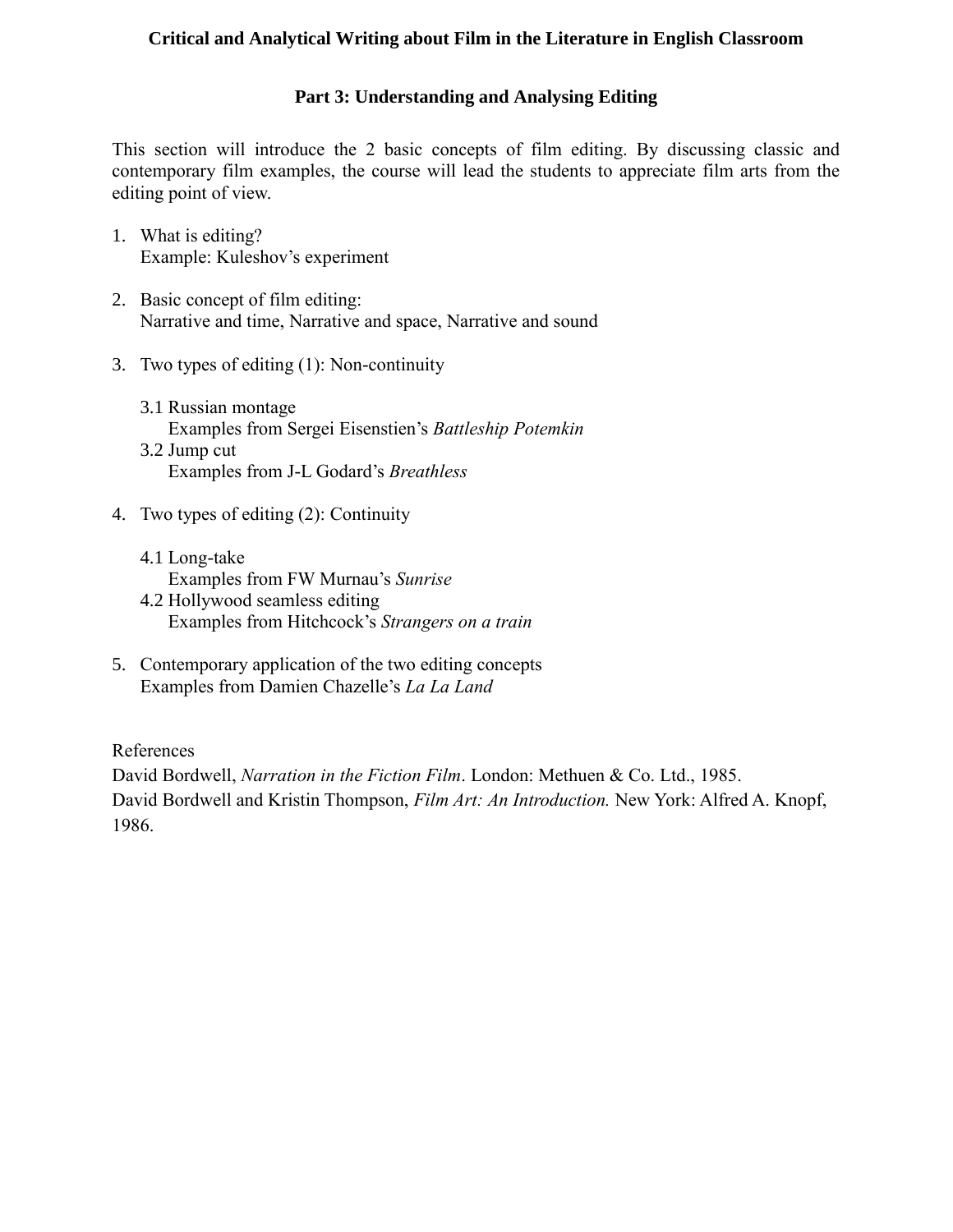# Critical and Analytical Writing about Film in the Literature in English Classroom

## Part 3: Understanding and Analysing Editing

This section will introduce the 2 basic concepts of film editing. By discussing classic and contemporary film examples, the course will lead the students to appreciate film arts from the editing point of view.

1. What is editing?
   Example: Kuleshov's experiment

2. Basic concept of film editing:
   Narrative and time, Narrative and space, Narrative and sound

3. Two types of editing (1): Non-continuity

   3.1 Russian montage
   Examples from Sergei Eisenstien's *Battleship Potemkin*
   3.2 Jump cut
   Examples from J-L Godard's *Breathless*

4. Two types of editing (2): Continuity

   4.1 Long-take
   Examples from FW Murnau's *Sunrise*
   4.2 Hollywood seamless editing
   Examples from Hitchcock's *Strangers on a train*

5. Contemporary application of the two editing concepts
   Examples from Damien Chazelle's *La La Land*

References
David Bordwell, *Narration in the Fiction Film*. London: Methuen & Co. Ltd., 1985.
David Bordwell and Kristin Thompson, *Film Art: An Introduction.* New York: Alfred A. Knopf, 1986.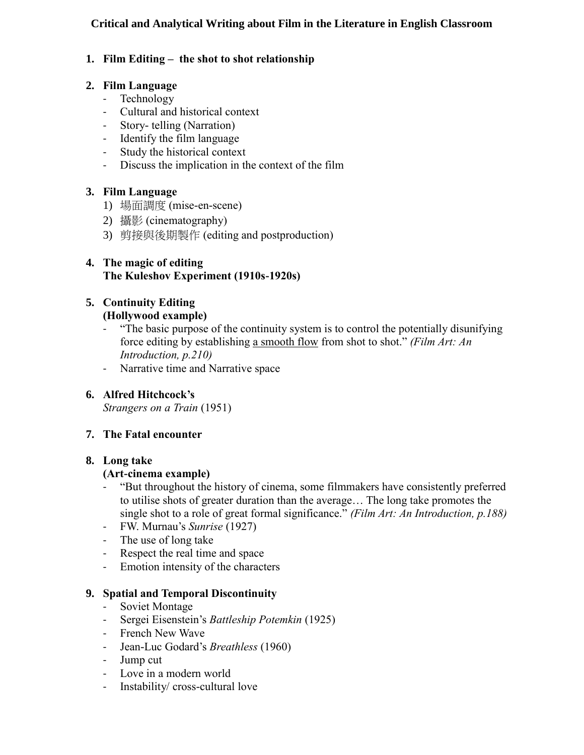# Critical and Analytical Writing about Film in the Literature in English Classroom

1. **Film Editing – the shot to shot relationship**

2. **Film Language**
   - Technology
   - Cultural and historical context
   - Story- telling (Narration)
   - Identify the film language
   - Study the historical context
   - Discuss the implication in the context of the film

3. **Film Language**
   1) 場面調度 (mise-en-scene)
   2) 攝影 (cinematography)
   3) 剪接與後期製作 (editing and postproduction)

4. **The magic of editing**
   **The Kuleshov Experiment (1910s-1920s)**

5. **Continuity Editing**
   **(Hollywood example)**
   - "The basic purpose of the continuity system is to control the potentially disunifying force editing by establishing a smooth flow from shot to shot." *(Film Art: An Introduction, p.210)*
   - Narrative time and Narrative space

6. **Alfred Hitchcock's**
   *Strangers on a Train* (1951)

7. **The Fatal encounter**

8. **Long take**
   **(Art-cinema example)**
   - "But throughout the history of cinema, some filmmakers have consistently preferred to utilise shots of greater duration than the average… The long take promotes the single shot to a role of great formal significance." *(Film Art: An Introduction, p.188)*
   - FW. Murnau's *Sunrise* (1927)
   - The use of long take
   - Respect the real time and space
   - Emotion intensity of the characters

9. **Spatial and Temporal Discontinuity**
   - Soviet Montage
   - Sergei Eisenstein's *Battleship Potemkin* (1925)
   - French New Wave
   - Jean-Luc Godard's *Breathless* (1960)
   - Jump cut
   - Love in a modern world
   - Instability/ cross-cultural love